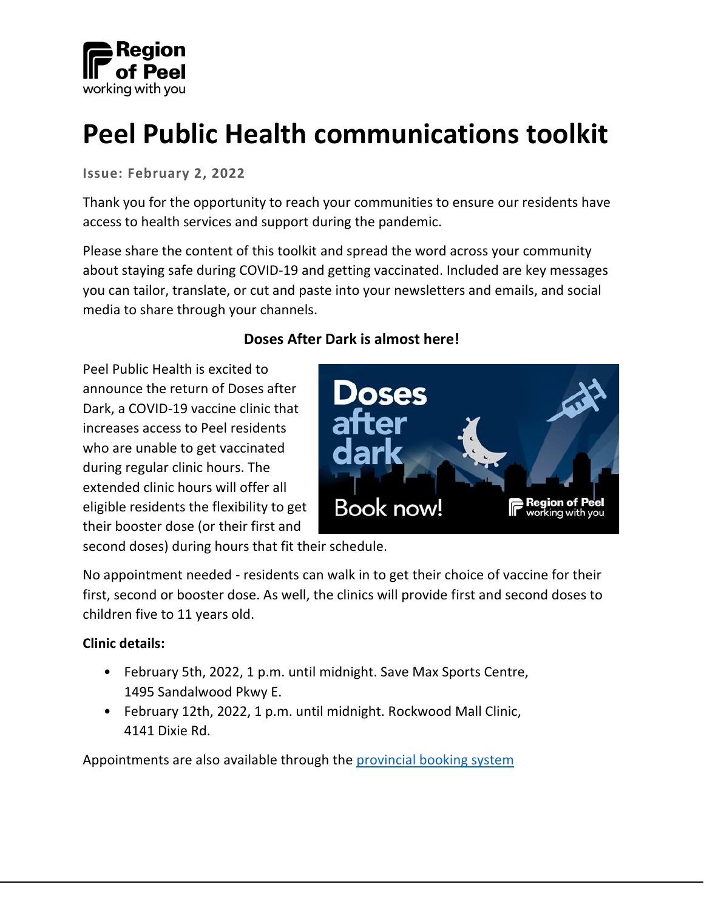Region of Peel working with you

# Peel Public Health communications toolkit

**Issue: February 2, 2022**

Thank you for the opportunity to reach your communities to ensure our residents have access to health services and support during the pandemic.

Please share the content of this toolkit and spread the word across your community about staying safe during COVID-19 and getting vaccinated. Included are key messages you can tailor, translate, or cut and paste into your newsletters and emails, and social media to share through your channels.

## Doses After Dark is almost here!

Peel Public Health is excited to announce the return of Doses after Dark, a COVID-19 vaccine clinic that increases access to Peel residents who are unable to get vaccinated during regular clinic hours. The extended clinic hours will offer all eligible residents the flexibility to get their booster dose (or their first and second doses) during hours that fit their schedule.

No appointment needed - residents can walk in to get their choice of vaccine for their first, second or booster dose. As well, the clinics will provide first and second doses to children five to 11 years old.

**Clinic details:**

- February 5th, 2022, 1 p.m. until midnight. Save Max Sports Centre, 1495 Sandalwood Pkwy E.
- February 12th, 2022, 1 p.m. until midnight. Rockwood Mall Clinic, 4141 Dixie Rd.

Appointments are also available through the [provincial booking system]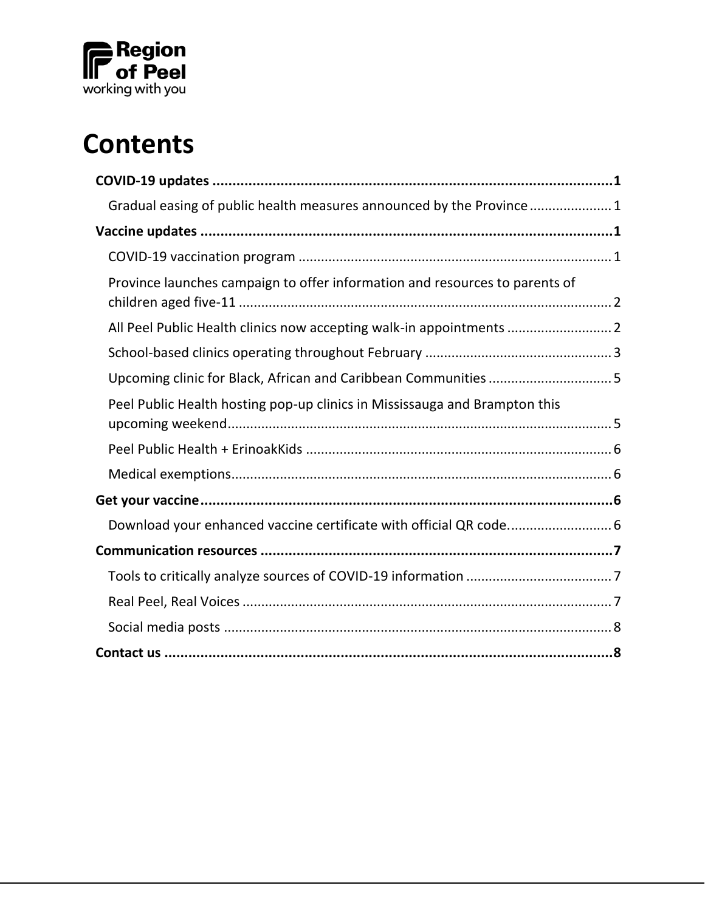Region of Peel
working with you

# Contents

- **COVID-19 updates** ..... **1**
  - Gradual easing of public health measures announced by the Province ..... 1
- **Vaccine updates** ..... **1**
  - COVID-19 vaccination program ..... 1
  - Province launches campaign to offer information and resources to parents of children aged five-11 ..... 2
  - All Peel Public Health clinics now accepting walk-in appointments ..... 2
  - School-based clinics operating throughout February ..... 3
  - Upcoming clinic for Black, African and Caribbean Communities ..... 5
  - Peel Public Health hosting pop-up clinics in Mississauga and Brampton this upcoming weekend ..... 5
  - Peel Public Health + ErinoakKids ..... 6
  - Medical exemptions ..... 6
- **Get your vaccine** ..... **6**
  - Download your enhanced vaccine certificate with official QR code. ..... 6
- **Communication resources** ..... **7**
  - Tools to critically analyze sources of COVID-19 information ..... 7
  - Real Peel, Real Voices ..... 7
  - Social media posts ..... 8
- **Contact us** ..... **8**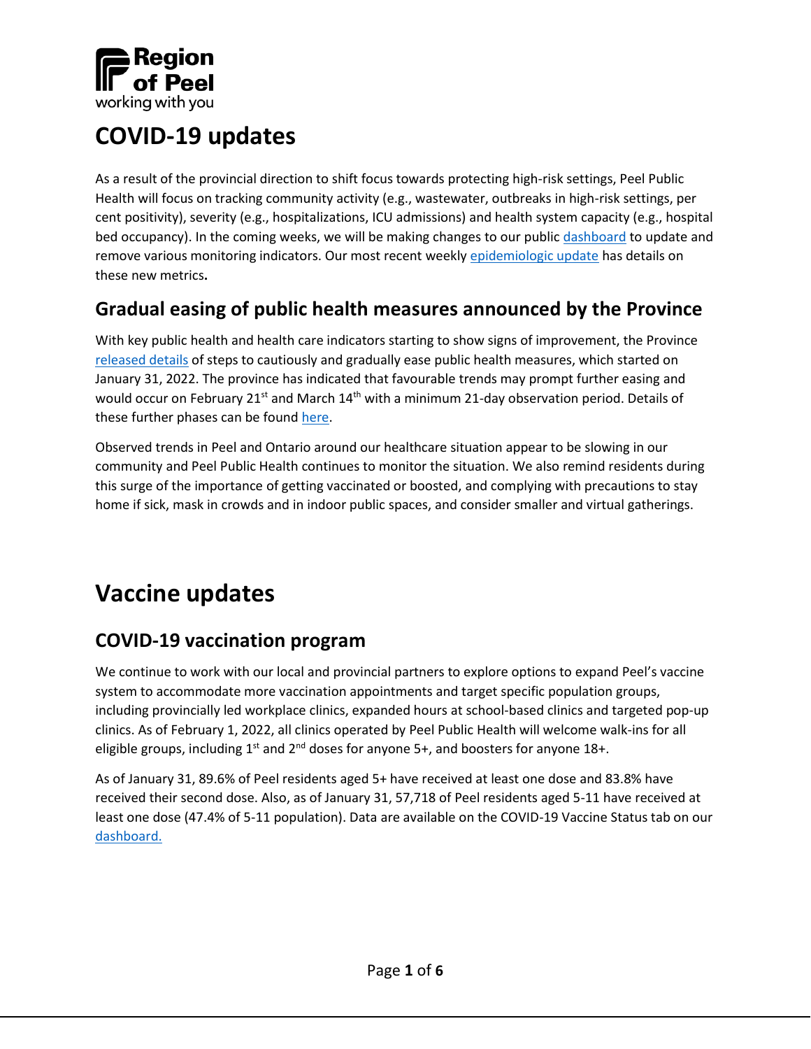Region of Peel
working with you

# COVID-19 updates

As a result of the provincial direction to shift focus towards protecting high-risk settings, Peel Public Health will focus on tracking community activity (e.g., wastewater, outbreaks in high-risk settings, per cent positivity), severity (e.g., hospitalizations, ICU admissions) and health system capacity (e.g., hospital bed occupancy). In the coming weeks, we will be making changes to our public dashboard to update and remove various monitoring indicators. Our most recent weekly epidemiologic update has details on these new metrics**.**

## Gradual easing of public health measures announced by the Province

With key public health and health care indicators starting to show signs of improvement, the Province released details of steps to cautiously and gradually ease public health measures, which started on January 31, 2022. The province has indicated that favourable trends may prompt further easing and would occur on February 21st and March 14th with a minimum 21-day observation period. Details of these further phases can be found here.

Observed trends in Peel and Ontario around our healthcare situation appear to be slowing in our community and Peel Public Health continues to monitor the situation. We also remind residents during this surge of the importance of getting vaccinated or boosted, and complying with precautions to stay home if sick, mask in crowds and in indoor public spaces, and consider smaller and virtual gatherings.

# Vaccine updates

## COVID-19 vaccination program

We continue to work with our local and provincial partners to explore options to expand Peel's vaccine system to accommodate more vaccination appointments and target specific population groups, including provincially led workplace clinics, expanded hours at school-based clinics and targeted pop-up clinics. As of February 1, 2022, all clinics operated by Peel Public Health will welcome walk-ins for all eligible groups, including 1st and 2nd doses for anyone 5+, and boosters for anyone 18+.

As of January 31, 89.6% of Peel residents aged 5+ have received at least one dose and 83.8% have received their second dose. Also, as of January 31, 57,718 of Peel residents aged 5-11 have received at least one dose (47.4% of 5-11 population). Data are available on the COVID-19 Vaccine Status tab on our dashboard.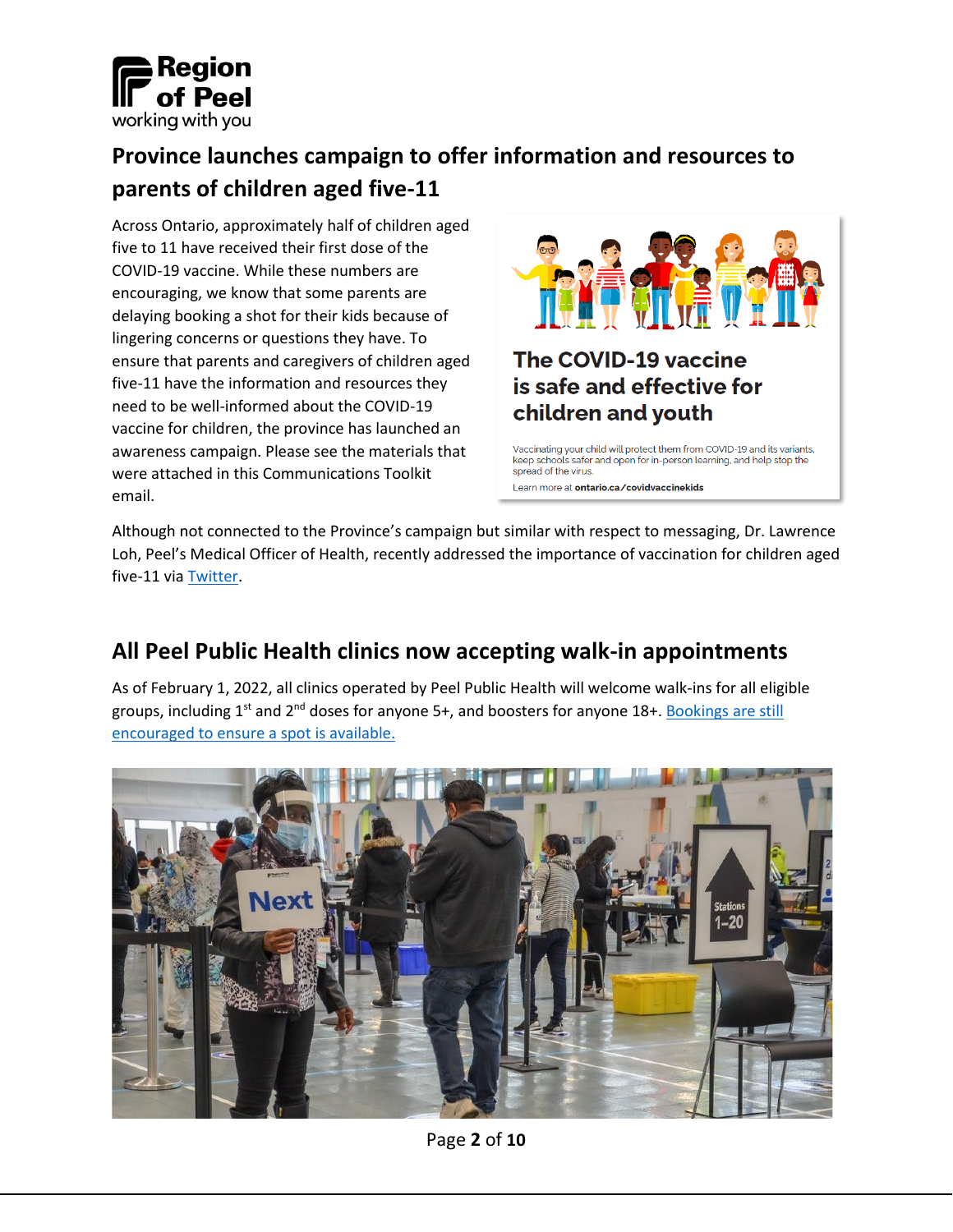## Province launches campaign to offer information and resources to parents of children aged five-11

Across Ontario, approximately half of children aged five to 11 have received their first dose of the COVID-19 vaccine. While these numbers are encouraging, we know that some parents are delaying booking a shot for their kids because of lingering concerns or questions they have. To ensure that parents and caregivers of children aged five-11 have the information and resources they need to be well-informed about the COVID-19 vaccine for children, the province has launched an awareness campaign. Please see the materials that were attached in this Communications Toolkit email.

Although not connected to the Province's campaign but similar with respect to messaging, Dr. Lawrence Loh, Peel's Medical Officer of Health, recently addressed the importance of vaccination for children aged five-11 via Twitter.

## All Peel Public Health clinics now accepting walk-in appointments

As of February 1, 2022, all clinics operated by Peel Public Health will welcome walk-ins for all eligible groups, including 1st and 2nd doses for anyone 5+, and boosters for anyone 18+. Bookings are still encouraged to ensure a spot is available.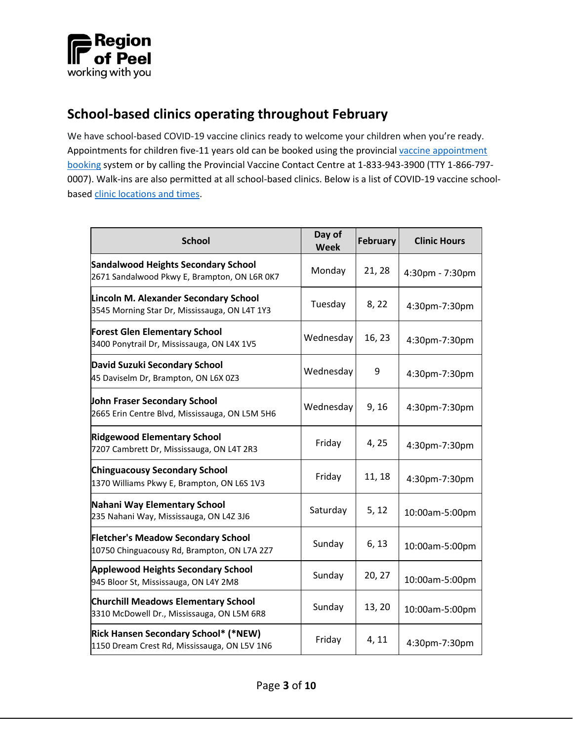## School-based clinics operating throughout February

We have school-based COVID-19 vaccine clinics ready to welcome your children when you're ready. Appointments for children five-11 years old can be booked using the provincial vaccine appointment booking system or by calling the Provincial Vaccine Contact Centre at 1-833-943-3900 (TTY 1-866-797-0007). Walk-ins are also permitted at all school-based clinics. Below is a list of COVID-19 vaccine school-based clinic locations and times.

| School | Day of Week | February | Clinic Hours |
|---|---|---|---|
| **Sandalwood Heights Secondary School**<br>2671 Sandalwood Pkwy E, Brampton, ON L6R 0K7 | Monday | 21, 28 | 4:30pm - 7:30pm |
| **Lincoln M. Alexander Secondary School**<br>3545 Morning Star Dr, Mississauga, ON L4T 1Y3 | Tuesday | 8, 22 | 4:30pm-7:30pm |
| **Forest Glen Elementary School**<br>3400 Ponytrail Dr, Mississauga, ON L4X 1V5 | Wednesday | 16, 23 | 4:30pm-7:30pm |
| **David Suzuki Secondary School**<br>45 Daviselm Dr, Brampton, ON L6X 0Z3 | Wednesday | 9 | 4:30pm-7:30pm |
| **John Fraser Secondary School**<br>2665 Erin Centre Blvd, Mississauga, ON L5M 5H6 | Wednesday | 9, 16 | 4:30pm-7:30pm |
| **Ridgewood Elementary School**<br>7207 Cambrett Dr, Mississauga, ON L4T 2R3 | Friday | 4, 25 | 4:30pm-7:30pm |
| **Chinguacousy Secondary School**<br>1370 Williams Pkwy E, Brampton, ON L6S 1V3 | Friday | 11, 18 | 4:30pm-7:30pm |
| **Nahani Way Elementary School**<br>235 Nahani Way, Mississauga, ON L4Z 3J6 | Saturday | 5, 12 | 10:00am-5:00pm |
| **Fletcher's Meadow Secondary School**<br>10750 Chinguacousy Rd, Brampton, ON L7A 2Z7 | Sunday | 6, 13 | 10:00am-5:00pm |
| **Applewood Heights Secondary School**<br>945 Bloor St, Mississauga, ON L4Y 2M8 | Sunday | 20, 27 | 10:00am-5:00pm |
| **Churchill Meadows Elementary School**<br>3310 McDowell Dr., Mississauga, ON L5M 6R8 | Sunday | 13, 20 | 10:00am-5:00pm |
| **Rick Hansen Secondary School* (*NEW)**<br>1150 Dream Crest Rd, Mississauga, ON L5V 1N6 | Friday | 4, 11 | 4:30pm-7:30pm |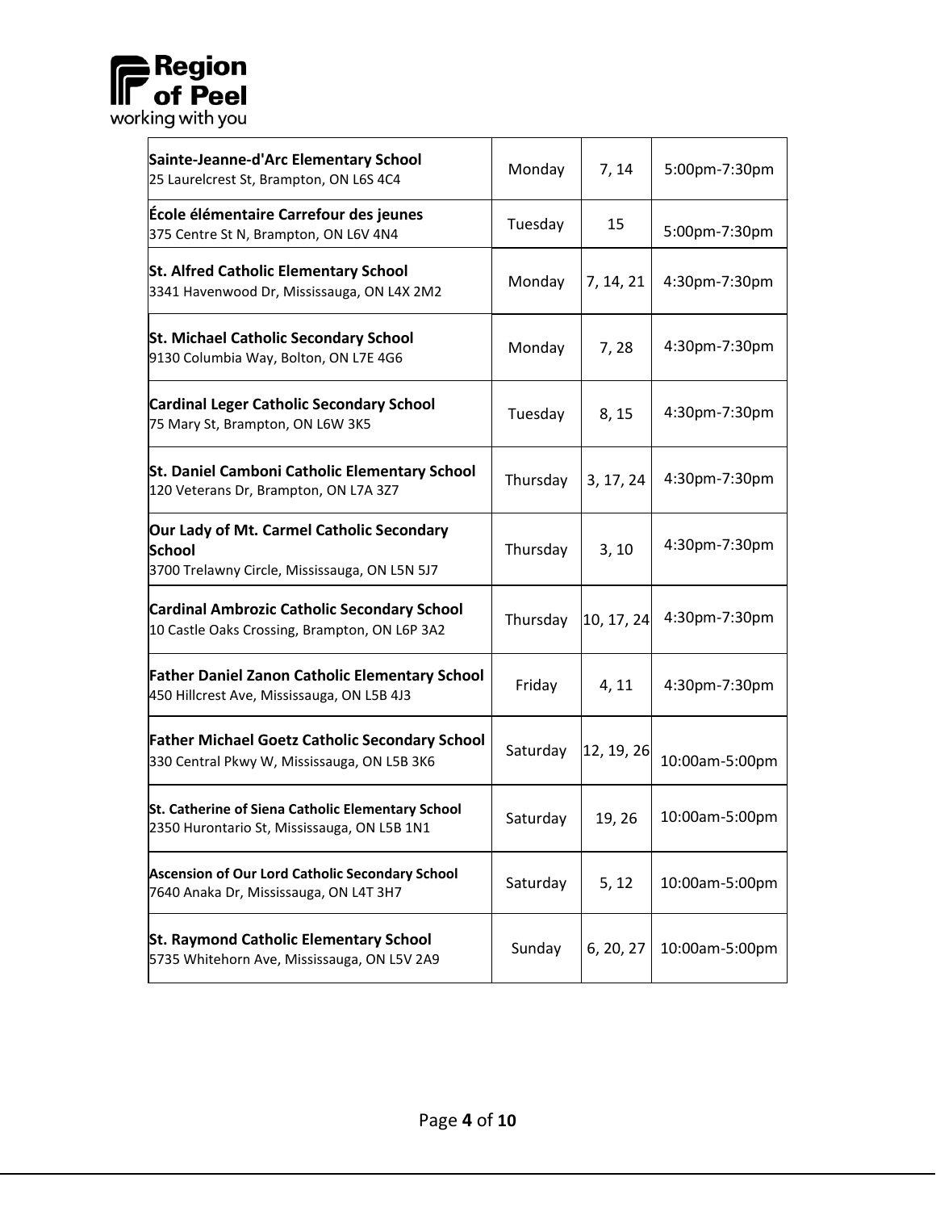| | | | |
|---|---|---|---|
| **Sainte-Jeanne-d'Arc Elementary School**<br>25 Laurelcrest St, Brampton, ON L6S 4C4 | Monday | 7, 14 | 5:00pm-7:30pm |
| **École élémentaire Carrefour des jeunes**<br>375 Centre St N, Brampton, ON L6V 4N4 | Tuesday | 15 | 5:00pm-7:30pm |
| **St. Alfred Catholic Elementary School**<br>3341 Havenwood Dr, Mississauga, ON L4X 2M2 | Monday | 7, 14, 21 | 4:30pm-7:30pm |
| **St. Michael Catholic Secondary School**<br>9130 Columbia Way, Bolton, ON L7E 4G6 | Monday | 7, 28 | 4:30pm-7:30pm |
| **Cardinal Leger Catholic Secondary School**<br>75 Mary St, Brampton, ON L6W 3K5 | Tuesday | 8, 15 | 4:30pm-7:30pm |
| **St. Daniel Camboni Catholic Elementary School**<br>120 Veterans Dr, Brampton, ON L7A 3Z7 | Thursday | 3, 17, 24 | 4:30pm-7:30pm |
| **Our Lady of Mt. Carmel Catholic Secondary School**<br>3700 Trelawny Circle, Mississauga, ON L5N 5J7 | Thursday | 3, 10 | 4:30pm-7:30pm |
| **Cardinal Ambrozic Catholic Secondary School**<br>10 Castle Oaks Crossing, Brampton, ON L6P 3A2 | Thursday | 10, 17, 24 | 4:30pm-7:30pm |
| **Father Daniel Zanon Catholic Elementary School**<br>450 Hillcrest Ave, Mississauga, ON L5B 4J3 | Friday | 4, 11 | 4:30pm-7:30pm |
| **Father Michael Goetz Catholic Secondary School**<br>330 Central Pkwy W, Mississauga, ON L5B 3K6 | Saturday | 12, 19, 26 | 10:00am-5:00pm |
| **St. Catherine of Siena Catholic Elementary School**<br>2350 Hurontario St, Mississauga, ON L5B 1N1 | Saturday | 19, 26 | 10:00am-5:00pm |
| **Ascension of Our Lord Catholic Secondary School**<br>7640 Anaka Dr, Mississauga, ON L4T 3H7 | Saturday | 5, 12 | 10:00am-5:00pm |
| **St. Raymond Catholic Elementary School**<br>5735 Whitehorn Ave, Mississauga, ON L5V 2A9 | Sunday | 6, 20, 27 | 10:00am-5:00pm |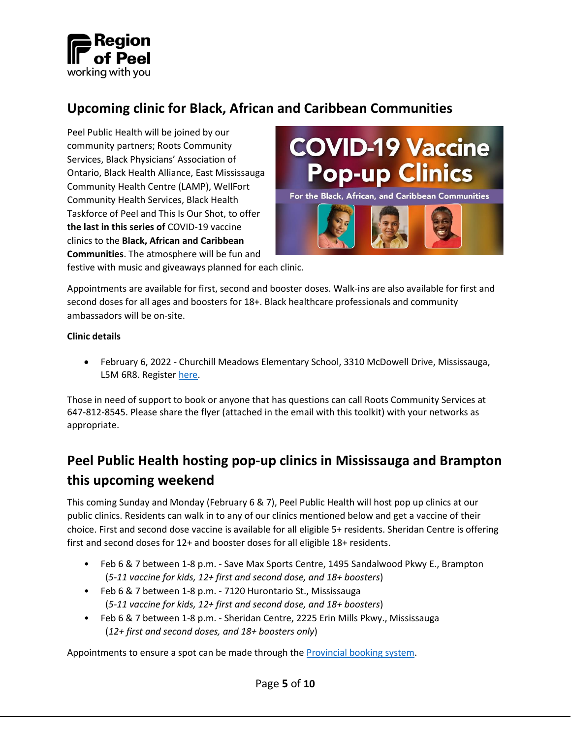## Upcoming clinic for Black, African and Caribbean Communities

Peel Public Health will be joined by our community partners; Roots Community Services, Black Physicians' Association of Ontario, Black Health Alliance, East Mississauga Community Health Centre (LAMP), WellFort Community Health Services, Black Health Taskforce of Peel and This Is Our Shot, to offer **the last in this series of** COVID-19 vaccine clinics to the **Black, African and Caribbean Communities**. The atmosphere will be fun and festive with music and giveaways planned for each clinic.

Appointments are available for first, second and booster doses. Walk-ins are also available for first and second doses for all ages and boosters for 18+. Black healthcare professionals and community ambassadors will be on-site.

**Clinic details**

- February 6, 2022 - Churchill Meadows Elementary School, 3310 McDowell Drive, Mississauga, L5M 6R8. Register here.

Those in need of support to book or anyone that has questions can call Roots Community Services at 647-812-8545. Please share the flyer (attached in the email with this toolkit) with your networks as appropriate.

## Peel Public Health hosting pop-up clinics in Mississauga and Brampton this upcoming weekend

This coming Sunday and Monday (February 6 & 7), Peel Public Health will host pop up clinics at our public clinics. Residents can walk in to any of our clinics mentioned below and get a vaccine of their choice. First and second dose vaccine is available for all eligible 5+ residents. Sheridan Centre is offering first and second doses for 12+ and booster doses for all eligible 18+ residents.

- Feb 6 & 7 between 1-8 p.m. - Save Max Sports Centre, 1495 Sandalwood Pkwy E., Brampton (*5-11 vaccine for kids, 12+ first and second dose, and 18+ boosters*)
- Feb 6 & 7 between 1-8 p.m. - 7120 Hurontario St., Mississauga (*5-11 vaccine for kids, 12+ first and second dose, and 18+ boosters*)
- Feb 6 & 7 between 1-8 p.m. - Sheridan Centre, 2225 Erin Mills Pkwy., Mississauga (*12+ first and second doses, and 18+ boosters only*)

Appointments to ensure a spot can be made through the Provincial booking system.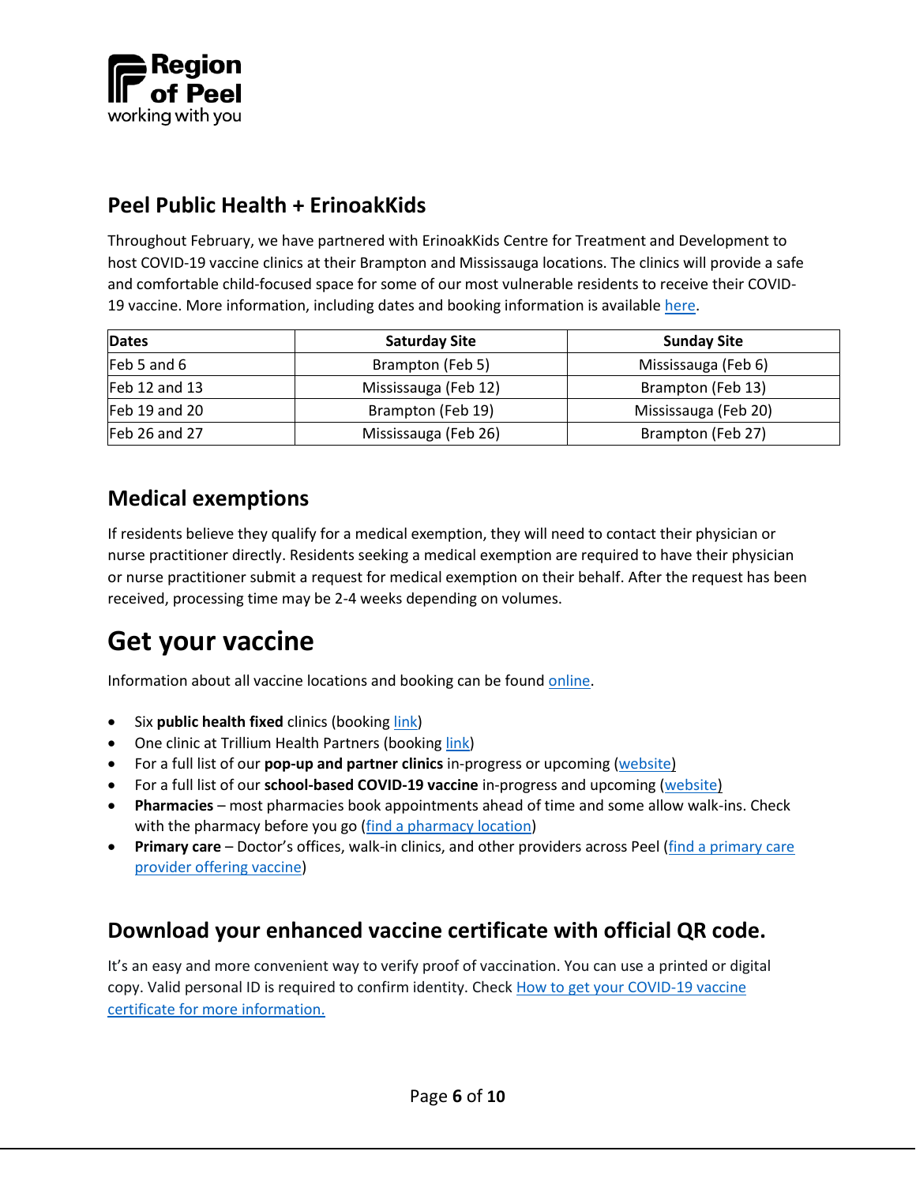## Peel Public Health + ErinoakKids

Throughout February, we have partnered with ErinoakKids Centre for Treatment and Development to host COVID-19 vaccine clinics at their Brampton and Mississauga locations. The clinics will provide a safe and comfortable child-focused space for some of our most vulnerable residents to receive their COVID-19 vaccine. More information, including dates and booking information is available here.

| Dates | Saturday Site | Sunday Site |
|---|---|---|
| Feb 5 and 6 | Brampton (Feb 5) | Mississauga (Feb 6) |
| Feb 12 and 13 | Mississauga (Feb 12) | Brampton (Feb 13) |
| Feb 19 and 20 | Brampton (Feb 19) | Mississauga (Feb 20) |
| Feb 26 and 27 | Mississauga (Feb 26) | Brampton (Feb 27) |

## Medical exemptions

If residents believe they qualify for a medical exemption, they will need to contact their physician or nurse practitioner directly. Residents seeking a medical exemption are required to have their physician or nurse practitioner submit a request for medical exemption on their behalf. After the request has been received, processing time may be 2-4 weeks depending on volumes.

# Get your vaccine

Information about all vaccine locations and booking can be found online.

- Six **public health fixed** clinics (booking link)
- One clinic at Trillium Health Partners (booking link)
- For a full list of our **pop-up and partner clinics** in-progress or upcoming (website)
- For a full list of our **school-based COVID-19 vaccine** in-progress and upcoming (website)
- **Pharmacies** – most pharmacies book appointments ahead of time and some allow walk-ins. Check with the pharmacy before you go (find a pharmacy location)
- **Primary care** – Doctor's offices, walk-in clinics, and other providers across Peel (find a primary care provider offering vaccine)

## Download your enhanced vaccine certificate with official QR code.

It's an easy and more convenient way to verify proof of vaccination. You can use a printed or digital copy. Valid personal ID is required to confirm identity. Check How to get your COVID-19 vaccine certificate for more information.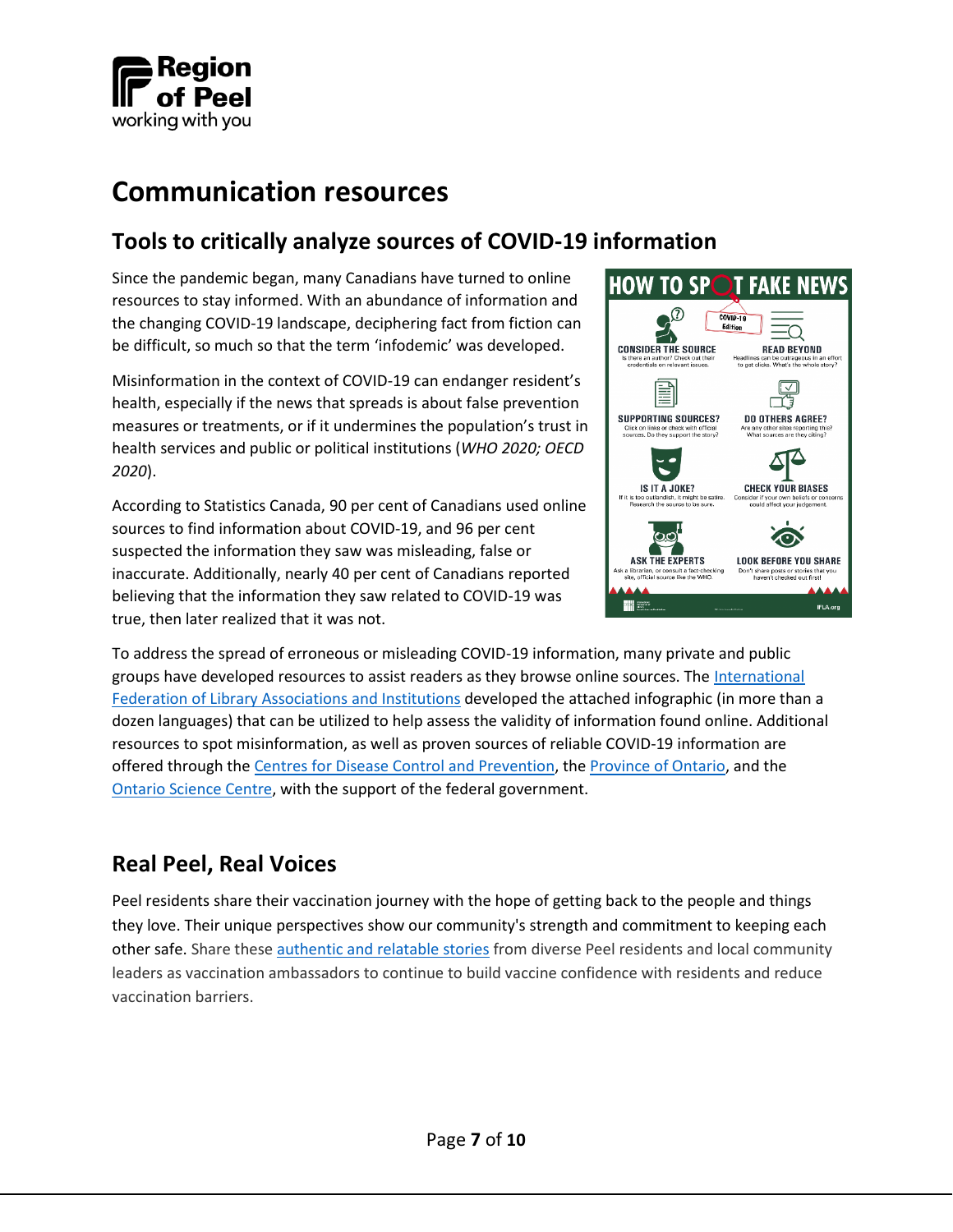# Communication resources

## Tools to critically analyze sources of COVID-19 information

Since the pandemic began, many Canadians have turned to online resources to stay informed. With an abundance of information and the changing COVID-19 landscape, deciphering fact from fiction can be difficult, so much so that the term 'infodemic' was developed.

Misinformation in the context of COVID-19 can endanger resident's health, especially if the news that spreads is about false prevention measures or treatments, or if it undermines the population's trust in health services and public or political institutions (*WHO 2020; OECD 2020*).

According to Statistics Canada, 90 per cent of Canadians used online sources to find information about COVID-19, and 96 per cent suspected the information they saw was misleading, false or inaccurate. Additionally, nearly 40 per cent of Canadians reported believing that the information they saw related to COVID-19 was true, then later realized that it was not.

**HOW TO SPOT FAKE NEWS** (COVID-19 Edition)

- **CONSIDER THE SOURCE** – Is there an author? Check out their credentials on relevant issues.
- **READ BEYOND** – Headlines can be outrageous in an effort to get clicks. What's the whole story?
- **SUPPORTING SOURCES?** – Click on links or check with official sources. Do they support the story?
- **DO OTHERS AGREE?** – Are any other sites reporting this? What sources are they citing?
- **IS IT A JOKE?** – If it is too outlandish, it might be satire. Research the source to be sure.
- **CHECK YOUR BIASES** – Consider if your own beliefs or concerns could affect your judgement.
- **ASK THE EXPERTS** – Ask a librarian, or consult a fact-checking site, official source like the WHO.
- **LOOK BEFORE YOU SHARE** – Don't share posts or stories that you haven't checked out first!

IFLA.org

To address the spread of erroneous or misleading COVID-19 information, many private and public groups have developed resources to assist readers as they browse online sources. The International Federation of Library Associations and Institutions developed the attached infographic (in more than a dozen languages) that can be utilized to help assess the validity of information found online. Additional resources to spot misinformation, as well as proven sources of reliable COVID-19 information are offered through the Centres for Disease Control and Prevention, the Province of Ontario, and the Ontario Science Centre, with the support of the federal government.

## Real Peel, Real Voices

Peel residents share their vaccination journey with the hope of getting back to the people and things they love. Their unique perspectives show our community's strength and commitment to keeping each other safe. Share these authentic and relatable stories from diverse Peel residents and local community leaders as vaccination ambassadors to continue to build vaccine confidence with residents and reduce vaccination barriers.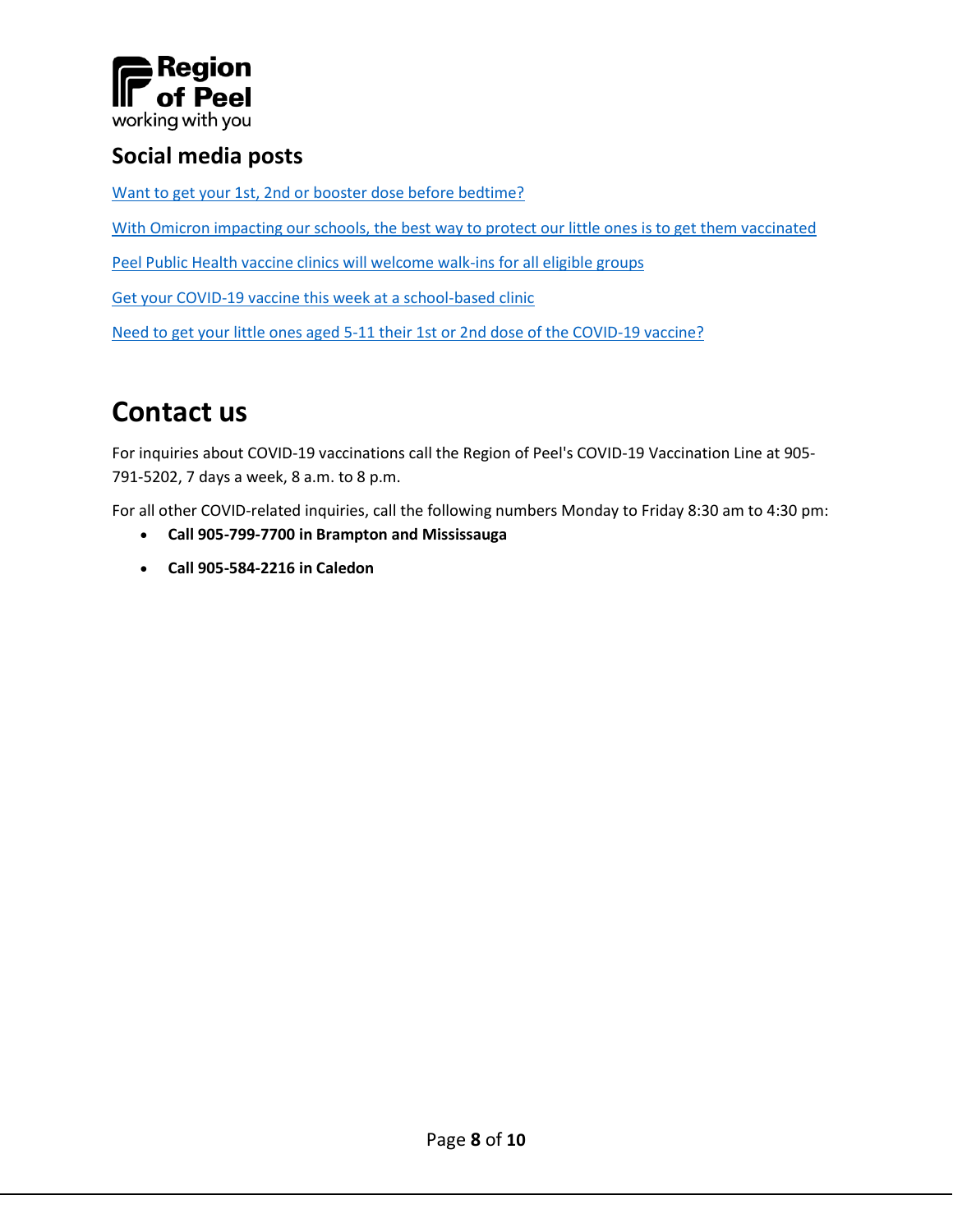## Social media posts

[Want to get your 1st, 2nd or booster dose before bedtime?]

[With Omicron impacting our schools, the best way to protect our little ones is to get them vaccinated]

[Peel Public Health vaccine clinics will welcome walk-ins for all eligible groups]

[Get your COVID-19 vaccine this week at a school-based clinic]

[Need to get your little ones aged 5-11 their 1st or 2nd dose of the COVID-19 vaccine?]

# Contact us

For inquiries about COVID-19 vaccinations call the Region of Peel's COVID-19 Vaccination Line at 905-791-5202, 7 days a week, 8 a.m. to 8 p.m.

For all other COVID-related inquiries, call the following numbers Monday to Friday 8:30 am to 4:30 pm:

- **Call 905-799-7700 in Brampton and Mississauga**
- **Call 905-584-2216 in Caledon**